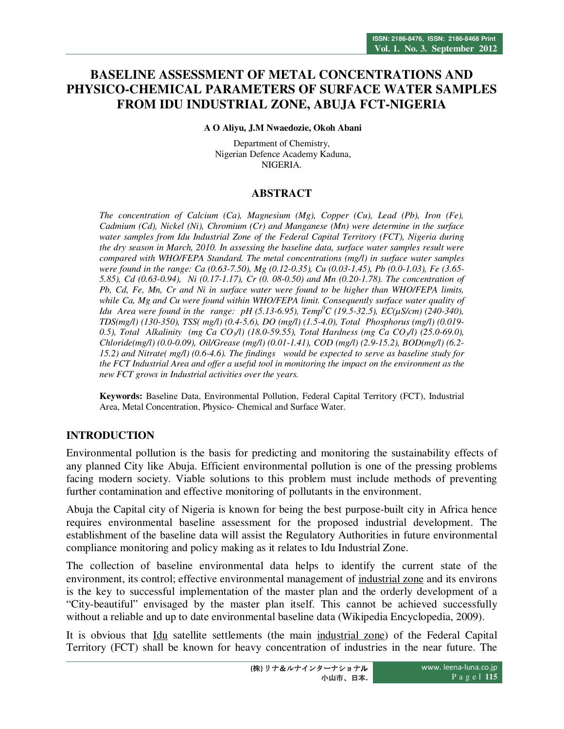# BASELINE ASSESSMENT OF METAL CONCENTRATIONS AND PHYSICO-CHEMICAL PARAMETERS OF SURFACE WATER SAMPLES FROM IDU INDUSTRIAL ZONE, ABUJA FCT-NIGERIA

**A O Aliyu, J.M Nwaedozie, Okoh Abani**

Department of Chemistry,
Nigerian Defence Academy Kaduna,
NIGERIA.

## ABSTRACT

*The concentration of Calcium (Ca), Magnesium (Mg), Copper (Cu), Lead (Pb), Iron (Fe), Cadmium (Cd), Nickel (Ni), Chromium (Cr) and Manganese (Mn) were determine in the surface water samples from Idu Industrial Zone of the Federal Capital Territory (FCT), Nigeria during the dry season in March, 2010. In assessing the baseline data, surface water samples result were compared with WHO/FEPA Standard. The metal concentrations (mg/l) in surface water samples were found in the range: Ca (0.63-7.50), Mg (0.12-0.35), Cu (0.03-1.45), Pb (0.0-1.03), Fe (3.65-5.85), Cd (0.63-0.94), Ni (0.17-1.17), Cr (0. 08-0.50) and Mn (0.20-1.78). The concentration of Pb, Cd, Fe, Mn, Cr and Ni in surface water were found to be higher than WHO/FEPA limits, while Ca, Mg and Cu were found within WHO/FEPA limit. Consequently surface water quality of Idu Area were found in the range: pH (5.13-6.95), Temp$^0$C (19.5-32.5), EC(μS/cm) (240-340), TDS(mg/l) (130-350), TSS( mg/l) (0.4-5.6), DO (mg/l) (1.5-4.0), Total Phosphorus (mg/l) (0.019-0.5), Total Alkalinity (mg Ca $CO_3$/l) (18.0-59.55), Total Hardness (mg Ca $CO_3$/l) (25.0-69.0), Chloride(mg/l) (0.0-0.09), Oil/Grease (mg/l) (0.01-1.41), COD (mg/l) (2.9-15.2), BOD(mg/l) (6.2-15.2) and Nitrate( mg/l) (0.6-4.6). The findings would be expected to serve as baseline study for the FCT Industrial Area and offer a useful tool in monitoring the impact on the environment as the new FCT grows in Industrial activities over the years.*

**Keywords:** Baseline Data, Environmental Pollution, Federal Capital Territory (FCT), Industrial Area, Metal Concentration, Physico- Chemical and Surface Water.

## INTRODUCTION

Environmental pollution is the basis for predicting and monitoring the sustainability effects of any planned City like Abuja. Efficient environmental pollution is one of the pressing problems facing modern society. Viable solutions to this problem must include methods of preventing further contamination and effective monitoring of pollutants in the environment.

Abuja the Capital city of Nigeria is known for being the best purpose-built city in Africa hence requires environmental baseline assessment for the proposed industrial development. The establishment of the baseline data will assist the Regulatory Authorities in future environmental compliance monitoring and policy making as it relates to Idu Industrial Zone.

The collection of baseline environmental data helps to identify the current state of the environment, its control; effective environmental management of industrial zone and its environs is the key to successful implementation of the master plan and the orderly development of a "City-beautiful" envisaged by the master plan itself. This cannot be achieved successfully without a reliable and up to date environmental baseline data (Wikipedia Encyclopedia, 2009).

It is obvious that Idu satellite settlements (the main industrial zone) of the Federal Capital Territory (FCT) shall be known for heavy concentration of industries in the near future. The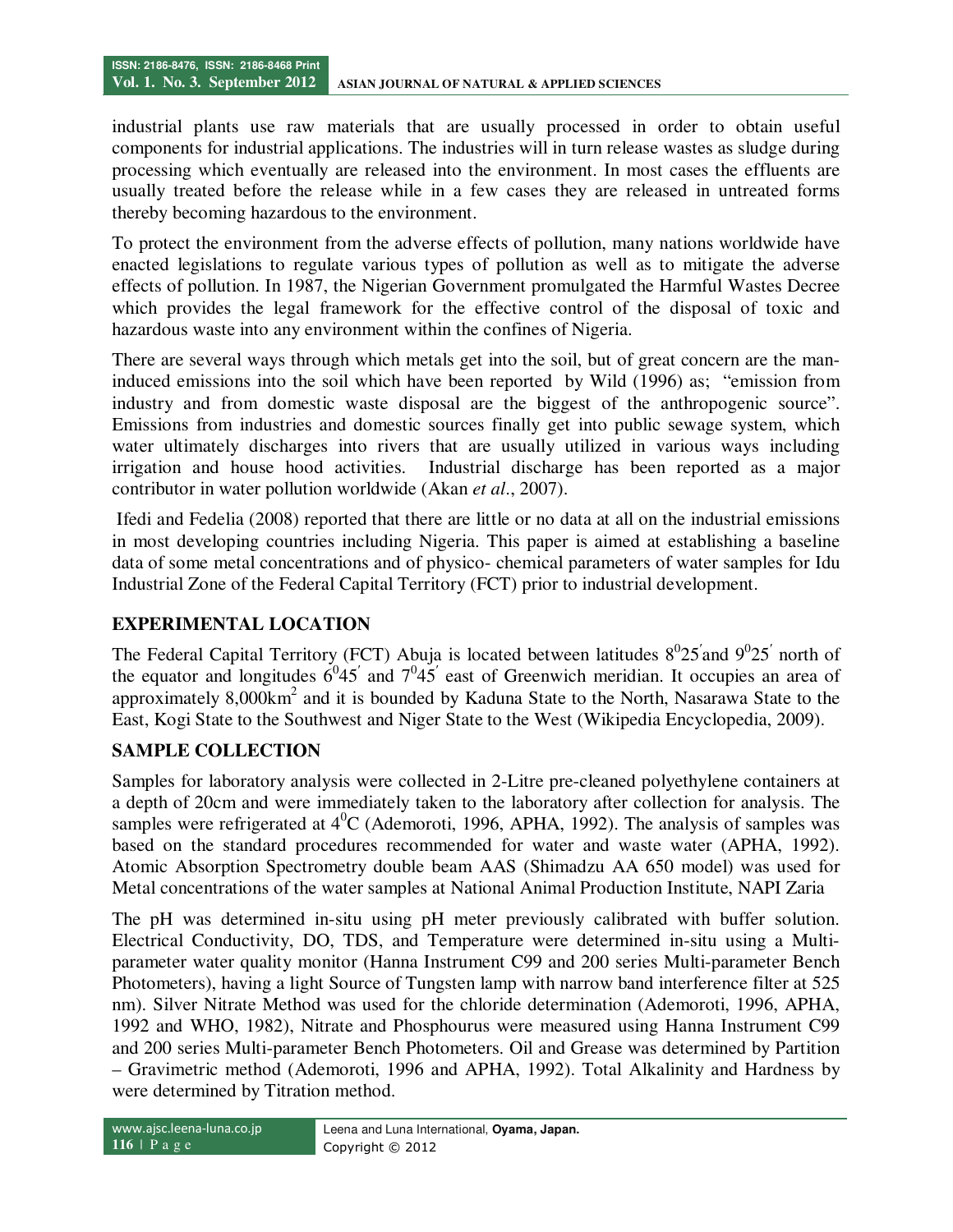industrial plants use raw materials that are usually processed in order to obtain useful components for industrial applications. The industries will in turn release wastes as sludge during processing which eventually are released into the environment. In most cases the effluents are usually treated before the release while in a few cases they are released in untreated forms thereby becoming hazardous to the environment.

To protect the environment from the adverse effects of pollution, many nations worldwide have enacted legislations to regulate various types of pollution as well as to mitigate the adverse effects of pollution. In 1987, the Nigerian Government promulgated the Harmful Wastes Decree which provides the legal framework for the effective control of the disposal of toxic and hazardous waste into any environment within the confines of Nigeria.

There are several ways through which metals get into the soil, but of great concern are the man-induced emissions into the soil which have been reported by Wild (1996) as; "emission from industry and from domestic waste disposal are the biggest of the anthropogenic source". Emissions from industries and domestic sources finally get into public sewage system, which water ultimately discharges into rivers that are usually utilized in various ways including irrigation and house hood activities. Industrial discharge has been reported as a major contributor in water pollution worldwide (Akan *et al*., 2007).

Ifedi and Fedelia (2008) reported that there are little or no data at all on the industrial emissions in most developing countries including Nigeria. This paper is aimed at establishing a baseline data of some metal concentrations and of physico- chemical parameters of water samples for Idu Industrial Zone of the Federal Capital Territory (FCT) prior to industrial development.

## EXPERIMENTAL LOCATION

The Federal Capital Territory (FCT) Abuja is located between latitudes $8^0 25'$ and $9^0 25'$ north of the equator and longitudes $6^0 45'$ and $7^0 45'$ east of Greenwich meridian. It occupies an area of approximately $8,000 km^2$ and it is bounded by Kaduna State to the North, Nasarawa State to the East, Kogi State to the Southwest and Niger State to the West (Wikipedia Encyclopedia, 2009).

## SAMPLE COLLECTION

Samples for laboratory analysis were collected in 2-Litre pre-cleaned polyethylene containers at a depth of 20cm and were immediately taken to the laboratory after collection for analysis. The samples were refrigerated at $4^0 C$ (Ademoroti, 1996, APHA, 1992). The analysis of samples was based on the standard procedures recommended for water and waste water (APHA, 1992). Atomic Absorption Spectrometry double beam AAS (Shimadzu AA 650 model) was used for Metal concentrations of the water samples at National Animal Production Institute, NAPI Zaria

The pH was determined in-situ using pH meter previously calibrated with buffer solution. Electrical Conductivity, DO, TDS, and Temperature were determined in-situ using a Multi-parameter water quality monitor (Hanna Instrument C99 and 200 series Multi-parameter Bench Photometers), having a light Source of Tungsten lamp with narrow band interference filter at 525 nm). Silver Nitrate Method was used for the chloride determination (Ademoroti, 1996, APHA, 1992 and WHO, 1982), Nitrate and Phosphourus were measured using Hanna Instrument C99 and 200 series Multi-parameter Bench Photometers. Oil and Grease was determined by Partition – Gravimetric method (Ademoroti, 1996 and APHA, 1992). Total Alkalinity and Hardness by were determined by Titration method.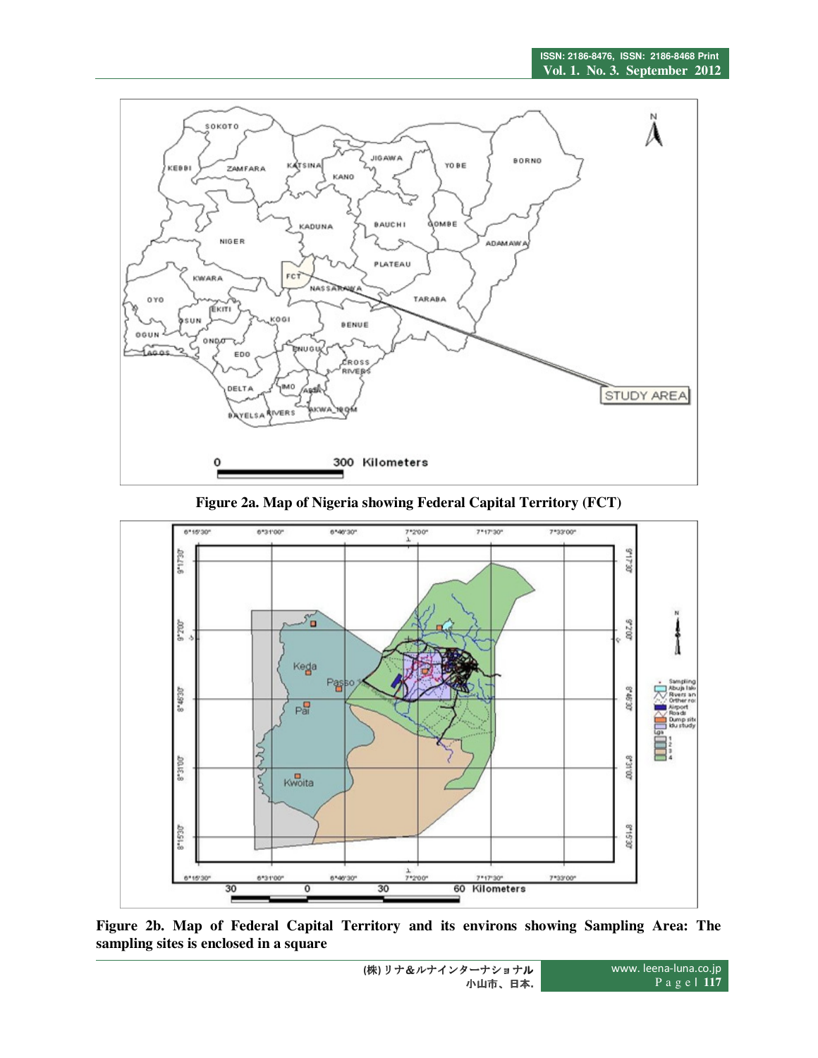Figure 2a. Map of Nigeria showing Federal Capital Territory (FCT)

Figure 2b. Map of Federal Capital Territory and its environs showing Sampling Area: The sampling sites is enclosed in a square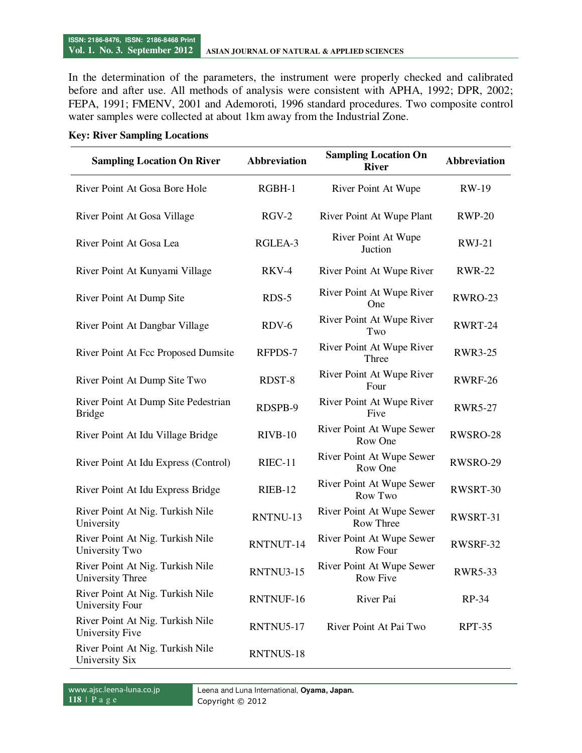In the determination of the parameters, the instrument were properly checked and calibrated before and after use. All methods of analysis were consistent with APHA, 1992; DPR, 2002; FEPA, 1991; FMENV, 2001 and Ademoroti, 1996 standard procedures. Two composite control water samples were collected at about 1km away from the Industrial Zone.

**Key: River Sampling Locations**

| Sampling Location On River | Abbreviation | Sampling Location On River | Abbreviation |
|---|---|---|---|
| River Point At Gosa Bore Hole | RGBH-1 | River Point At Wupe | RW-19 |
| River Point At Gosa Village | RGV-2 | River Point At Wupe Plant | RWP-20 |
| River Point At Gosa Lea | RGLEA-3 | River Point At Wupe Juction | RWJ-21 |
| River Point At Kunyami Village | RKV-4 | River Point At Wupe River | RWR-22 |
| River Point At Dump Site | RDS-5 | River Point At Wupe River One | RWRO-23 |
| River Point At Dangbar Village | RDV-6 | River Point At Wupe River Two | RWRT-24 |
| River Point At Fcc Proposed Dumsite | RFPDS-7 | River Point At Wupe River Three | RWR3-25 |
| River Point At Dump Site Two | RDST-8 | River Point At Wupe River Four | RWRF-26 |
| River Point At Dump Site Pedestrian Bridge | RDSPB-9 | River Point At Wupe River Five | RWR5-27 |
| River Point At Idu Village Bridge | RIVB-10 | River Point At Wupe Sewer Row One | RWSRO-28 |
| River Point At Idu Express (Control) | RIEC-11 | River Point At Wupe Sewer Row One | RWSRO-29 |
| River Point At Idu Express Bridge | RIEB-12 | River Point At Wupe Sewer Row Two | RWSRT-30 |
| River Point At Nig. Turkish Nile University | RNTNU-13 | River Point At Wupe Sewer Row Three | RWSRT-31 |
| River Point At Nig. Turkish Nile University Two | RNTNUT-14 | River Point At Wupe Sewer Row Four | RWSRF-32 |
| River Point At Nig. Turkish Nile University Three | RNTNU3-15 | River Point At Wupe Sewer Row Five | RWR5-33 |
| River Point At Nig. Turkish Nile University Four | RNTNUF-16 | River Pai | RP-34 |
| River Point At Nig. Turkish Nile University Five | RNTNU5-17 | River Point At Pai Two | RPT-35 |
| River Point At Nig. Turkish Nile University Six | RNTNUS-18 | | |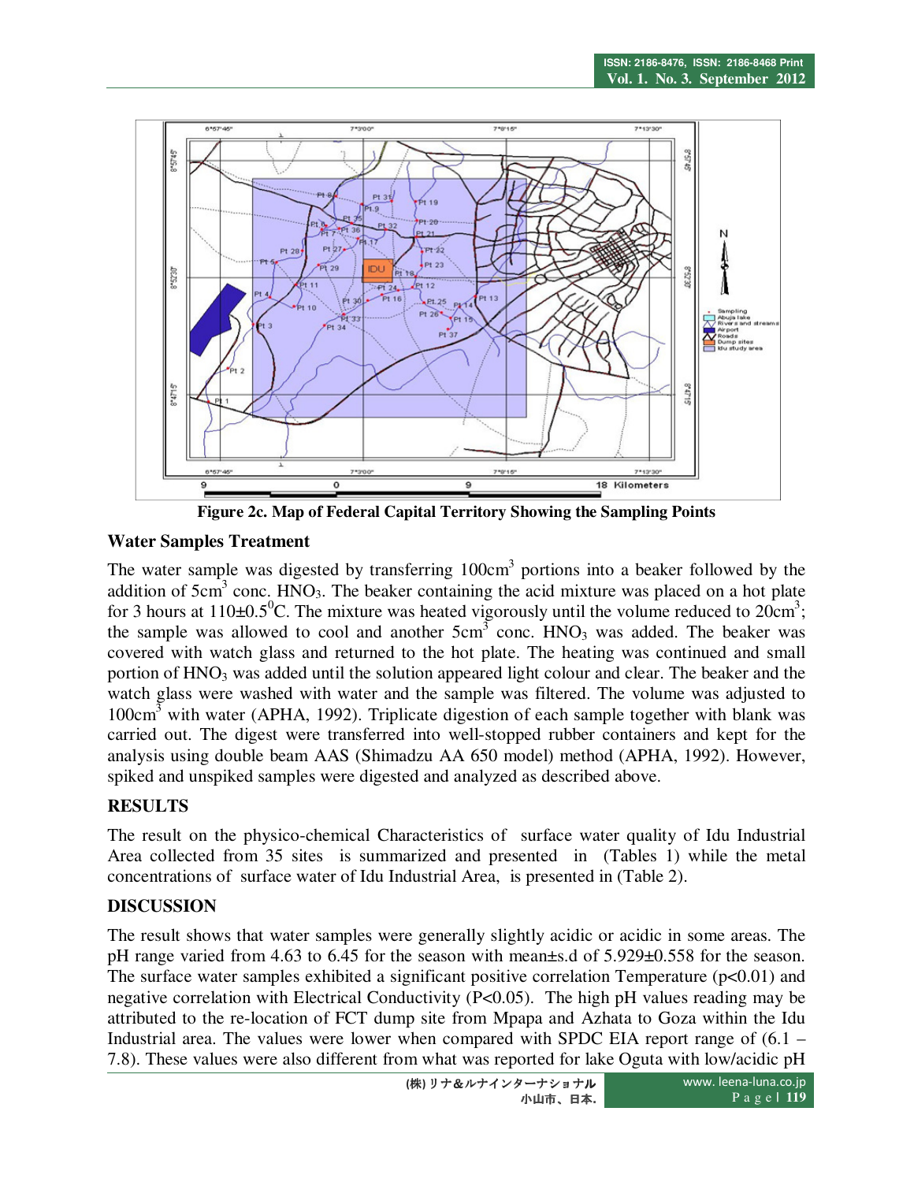**Figure 2c. Map of Federal Capital Territory Showing the Sampling Points**

## Water Samples Treatment

The water sample was digested by transferring $100cm^3$ portions into a beaker followed by the addition of $5cm^3$ conc. $HNO_3$. The beaker containing the acid mixture was placed on a hot plate for 3 hours at $110\pm0.5^0C$. The mixture was heated vigorously until the volume reduced to $20cm^3$; the sample was allowed to cool and another $5cm^3$ conc. $HNO_3$ was added. The beaker was covered with watch glass and returned to the hot plate. The heating was continued and small portion of $HNO_3$ was added until the solution appeared light colour and clear. The beaker and the watch glass were washed with water and the sample was filtered. The volume was adjusted to $100cm^3$ with water (APHA, 1992). Triplicate digestion of each sample together with blank was carried out. The digest were transferred into well-stopped rubber containers and kept for the analysis using double beam AAS (Shimadzu AA 650 model) method (APHA, 1992). However, spiked and unspiked samples were digested and analyzed as described above.

## RESULTS

The result on the physico-chemical Characteristics of surface water quality of Idu Industrial Area collected from 35 sites is summarized and presented in (Tables 1) while the metal concentrations of surface water of Idu Industrial Area, is presented in (Table 2).

## DISCUSSION

The result shows that water samples were generally slightly acidic or acidic in some areas. The pH range varied from 4.63 to 6.45 for the season with mean±s.d of 5.929±0.558 for the season. The surface water samples exhibited a significant positive correlation Temperature ($p<0.01$) and negative correlation with Electrical Conductivity ($P<0.05$). The high pH values reading may be attributed to the re-location of FCT dump site from Mpapa and Azhata to Goza within the Idu Industrial area. The values were lower when compared with SPDC EIA report range of (6.1 – 7.8). These values were also different from what was reported for lake Oguta with low/acidic pH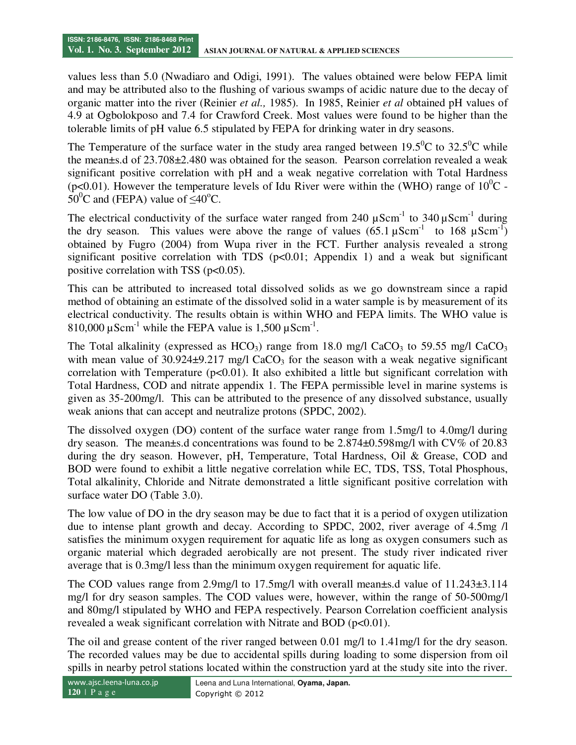values less than 5.0 (Nwadiaro and Odigi, 1991). The values obtained were below FEPA limit and may be attributed also to the flushing of various swamps of acidic nature due to the decay of organic matter into the river (Reinier *et al.,* 1985). In 1985, Reinier *et al* obtained pH values of 4.9 at Ogbolokposo and 7.4 for Crawford Creek. Most values were found to be higher than the tolerable limits of pH value 6.5 stipulated by FEPA for drinking water in dry seasons.

The Temperature of the surface water in the study area ranged between $19.5^0$C to $32.5^0$C while the mean±s.d of 23.708±2.480 was obtained for the season. Pearson correlation revealed a weak significant positive correlation with pH and a weak negative correlation with Total Hardness ($p<0.01$). However the temperature levels of Idu River were within the (WHO) range of $10^0$C - $50^0$C and (FEPA) value of $\leq 40^o$C.

The electrical conductivity of the surface water ranged from 240 $\mu Scm^{-1}$ to 340 $\mu Scm^{-1}$ during the dry season. This values were above the range of values (65.1 $\mu Scm^{-1}$ to 168 $\mu Scm^{-1}$) obtained by Fugro (2004) from Wupa river in the FCT. Further analysis revealed a strong significant positive correlation with TDS ($p<0.01$; Appendix 1) and a weak but significant positive correlation with TSS ($p<0.05$).

This can be attributed to increased total dissolved solids as we go downstream since a rapid method of obtaining an estimate of the dissolved solid in a water sample is by measurement of its electrical conductivity. The results obtain is within WHO and FEPA limits. The WHO value is 810,000 $\mu Scm^{-1}$ while the FEPA value is 1,500 $\mu Scm^{-1}$.

The Total alkalinity (expressed as $HCO_3$) range from 18.0 mg/l $CaCO_3$ to 59.55 mg/l $CaCO_3$ with mean value of 30.924±9.217 mg/l $CaCO_3$ for the season with a weak negative significant correlation with Temperature ($p<0.01$). It also exhibited a little but significant correlation with Total Hardness, COD and nitrate appendix 1. The FEPA permissible level in marine systems is given as 35-200mg/l. This can be attributed to the presence of any dissolved substance, usually weak anions that can accept and neutralize protons (SPDC, 2002).

The dissolved oxygen (DO) content of the surface water range from 1.5mg/l to 4.0mg/l during dry season. The mean±s.d concentrations was found to be 2.874±0.598mg/l with CV% of 20.83 during the dry season. However, pH, Temperature, Total Hardness, Oil & Grease, COD and BOD were found to exhibit a little negative correlation while EC, TDS, TSS, Total Phosphous, Total alkalinity, Chloride and Nitrate demonstrated a little significant positive correlation with surface water DO (Table 3.0).

The low value of DO in the dry season may be due to fact that it is a period of oxygen utilization due to intense plant growth and decay. According to SPDC, 2002, river average of 4.5mg /l satisfies the minimum oxygen requirement for aquatic life as long as oxygen consumers such as organic material which degraded aerobically are not present. The study river indicated river average that is 0.3mg/l less than the minimum oxygen requirement for aquatic life.

The COD values range from 2.9mg/l to 17.5mg/l with overall mean±s.d value of 11.243±3.114 mg/l for dry season samples. The COD values were, however, within the range of 50-500mg/l and 80mg/l stipulated by WHO and FEPA respectively. Pearson Correlation coefficient analysis revealed a weak significant correlation with Nitrate and BOD ($p<0.01$).

The oil and grease content of the river ranged between 0.01 mg/l to 1.41mg/l for the dry season. The recorded values may be due to accidental spills during loading to some dispersion from oil spills in nearby petrol stations located within the construction yard at the study site into the river.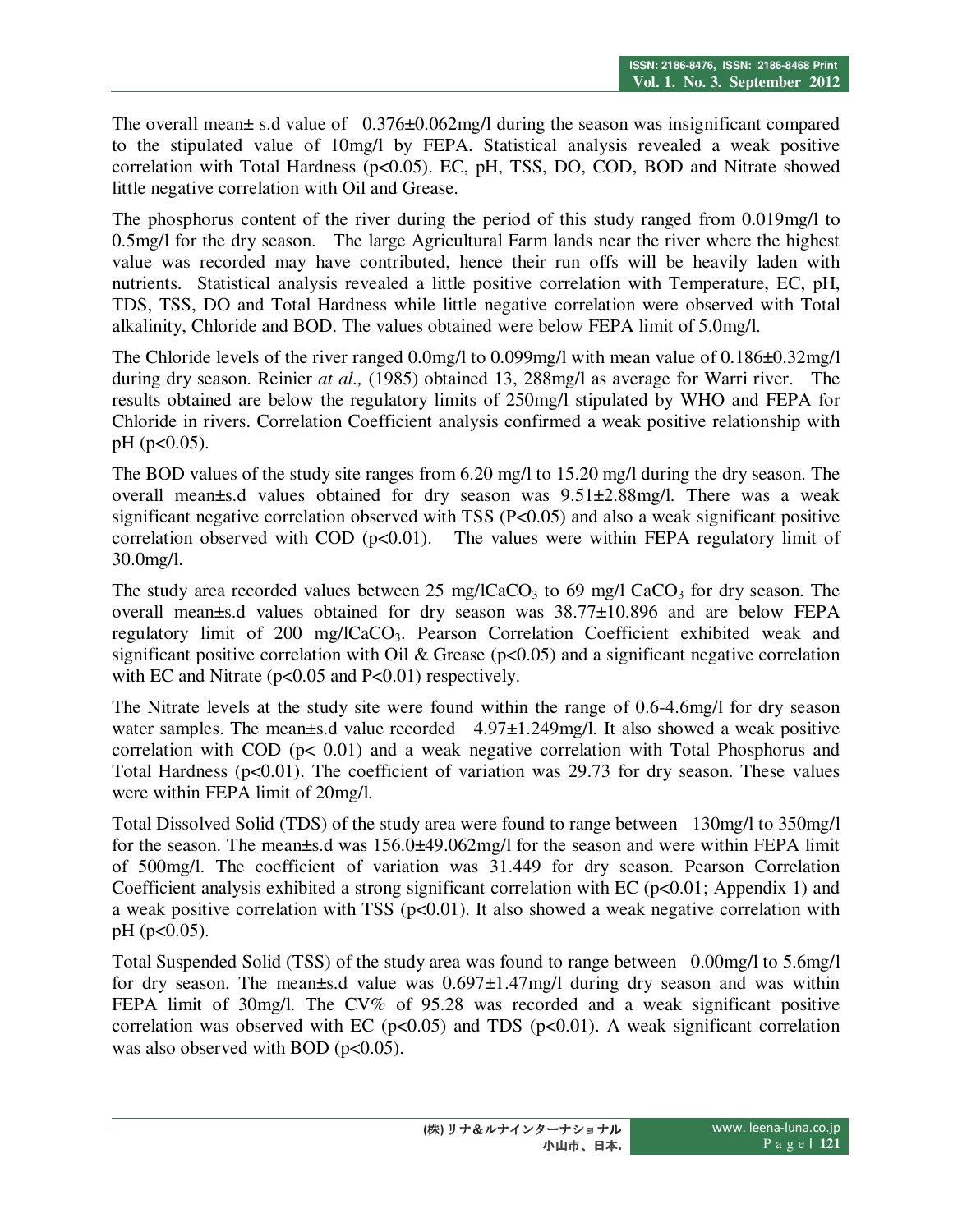The overall mean± s.d value of 0.376±0.062mg/l during the season was insignificant compared to the stipulated value of 10mg/l by FEPA. Statistical analysis revealed a weak positive correlation with Total Hardness ($p<0.05$). EC, pH, TSS, DO, COD, BOD and Nitrate showed little negative correlation with Oil and Grease.

The phosphorus content of the river during the period of this study ranged from 0.019mg/l to 0.5mg/l for the dry season. The large Agricultural Farm lands near the river where the highest value was recorded may have contributed, hence their run offs will be heavily laden with nutrients. Statistical analysis revealed a little positive correlation with Temperature, EC, pH, TDS, TSS, DO and Total Hardness while little negative correlation were observed with Total alkalinity, Chloride and BOD. The values obtained were below FEPA limit of 5.0mg/l.

The Chloride levels of the river ranged 0.0mg/l to 0.099mg/l with mean value of 0.186±0.32mg/l during dry season. Reinier *at al.,* (1985) obtained 13, 288mg/l as average for Warri river. The results obtained are below the regulatory limits of 250mg/l stipulated by WHO and FEPA for Chloride in rivers. Correlation Coefficient analysis confirmed a weak positive relationship with pH ($p<0.05$).

The BOD values of the study site ranges from 6.20 mg/l to 15.20 mg/l during the dry season. The overall mean±s.d values obtained for dry season was 9.51±2.88mg/l. There was a weak significant negative correlation observed with TSS ($P<0.05$) and also a weak significant positive correlation observed with COD ($p<0.01$). The values were within FEPA regulatory limit of 30.0mg/l.

The study area recorded values between 25 mg/l$CaCO_3$ to 69 mg/l $CaCO_3$ for dry season. The overall mean±s.d values obtained for dry season was 38.77±10.896 and are below FEPA regulatory limit of 200 mg/l$CaCO_3$. Pearson Correlation Coefficient exhibited weak and significant positive correlation with Oil & Grease ($p<0.05$) and a significant negative correlation with EC and Nitrate ($p<0.05$ and $P<0.01$) respectively.

The Nitrate levels at the study site were found within the range of 0.6-4.6mg/l for dry season water samples. The mean±s.d value recorded 4.97±1.249mg/l. It also showed a weak positive correlation with COD ($p< 0.01$) and a weak negative correlation with Total Phosphorus and Total Hardness ($p<0.01$). The coefficient of variation was 29.73 for dry season. These values were within FEPA limit of 20mg/l.

Total Dissolved Solid (TDS) of the study area were found to range between 130mg/l to 350mg/l for the season. The mean±s.d was 156.0±49.062mg/l for the season and were within FEPA limit of 500mg/l. The coefficient of variation was 31.449 for dry season. Pearson Correlation Coefficient analysis exhibited a strong significant correlation with EC ($p<0.01$; Appendix 1) and a weak positive correlation with TSS ($p<0.01$). It also showed a weak negative correlation with pH ($p<0.05$).

Total Suspended Solid (TSS) of the study area was found to range between 0.00mg/l to 5.6mg/l for dry season. The mean±s.d value was 0.697±1.47mg/l during dry season and was within FEPA limit of 30mg/l. The CV% of 95.28 was recorded and a weak significant positive correlation was observed with EC ($p<0.05$) and TDS ($p<0.01$). A weak significant correlation was also observed with BOD ($p<0.05$).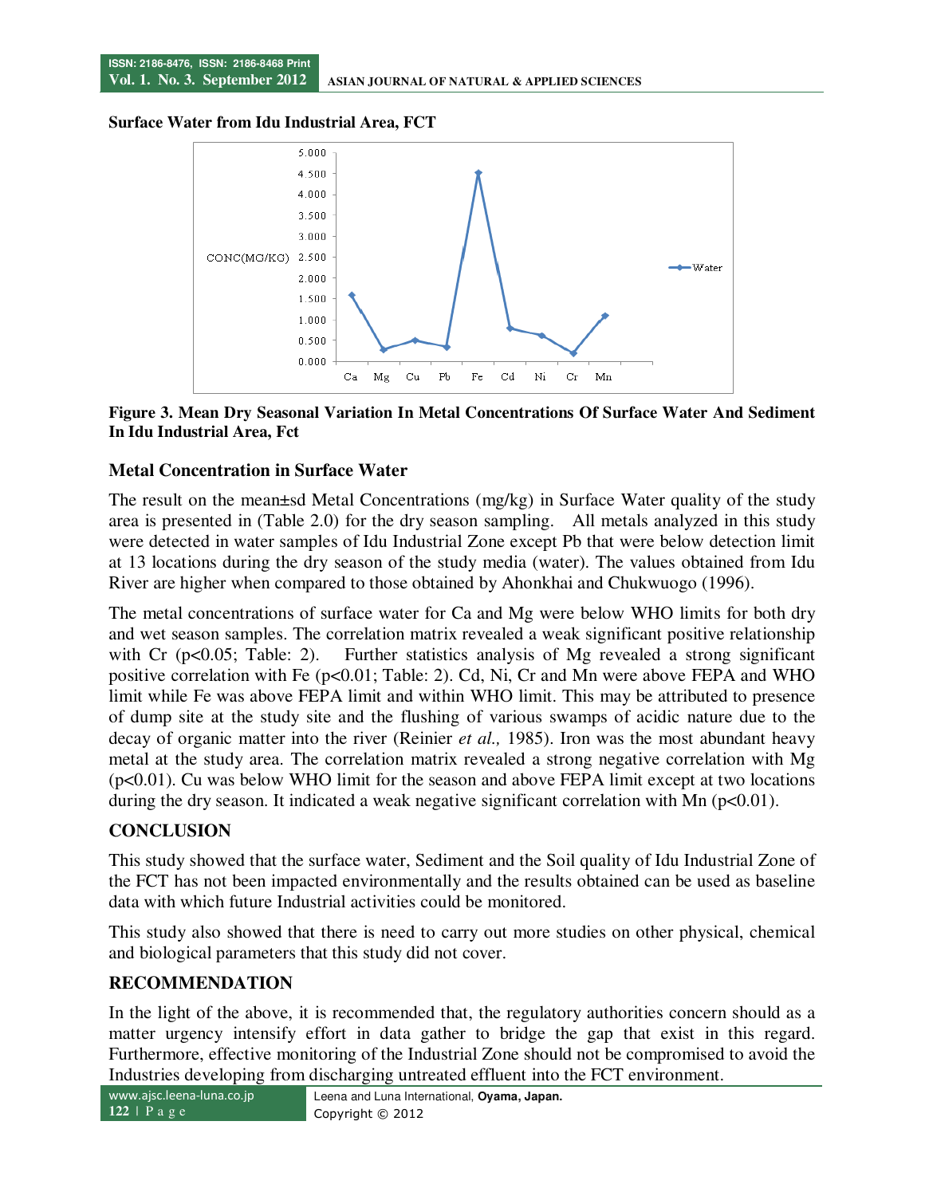**Surface Water from Idu Industrial Area, FCT**

**Figure 3. Mean Dry Seasonal Variation In Metal Concentrations Of Surface Water And Sediment In Idu Industrial Area, Fct**

### Metal Concentration in Surface Water

The result on the mean±sd Metal Concentrations (mg/kg) in Surface Water quality of the study area is presented in (Table 2.0) for the dry season sampling. All metals analyzed in this study were detected in water samples of Idu Industrial Zone except Pb that were below detection limit at 13 locations during the dry season of the study media (water). The values obtained from Idu River are higher when compared to those obtained by Ahonkhai and Chukwuogo (1996).

The metal concentrations of surface water for Ca and Mg were below WHO limits for both dry and wet season samples. The correlation matrix revealed a weak significant positive relationship with Cr ($p<0.05$; Table: 2). Further statistics analysis of Mg revealed a strong significant positive correlation with Fe ($p<0.01$; Table: 2). Cd, Ni, Cr and Mn were above FEPA and WHO limit while Fe was above FEPA limit and within WHO limit. This may be attributed to presence of dump site at the study site and the flushing of various swamps of acidic nature due to the decay of organic matter into the river (Reinier *et al.,* 1985). Iron was the most abundant heavy metal at the study area. The correlation matrix revealed a strong negative correlation with Mg ($p<0.01$). Cu was below WHO limit for the season and above FEPA limit except at two locations during the dry season. It indicated a weak negative significant correlation with Mn ($p<0.01$).

## CONCLUSION

This study showed that the surface water, Sediment and the Soil quality of Idu Industrial Zone of the FCT has not been impacted environmentally and the results obtained can be used as baseline data with which future Industrial activities could be monitored.

This study also showed that there is need to carry out more studies on other physical, chemical and biological parameters that this study did not cover.

## RECOMMENDATION

In the light of the above, it is recommended that, the regulatory authorities concern should as a matter urgency intensify effort in data gather to bridge the gap that exist in this regard. Furthermore, effective monitoring of the Industrial Zone should not be compromised to avoid the Industries developing from discharging untreated effluent into the FCT environment.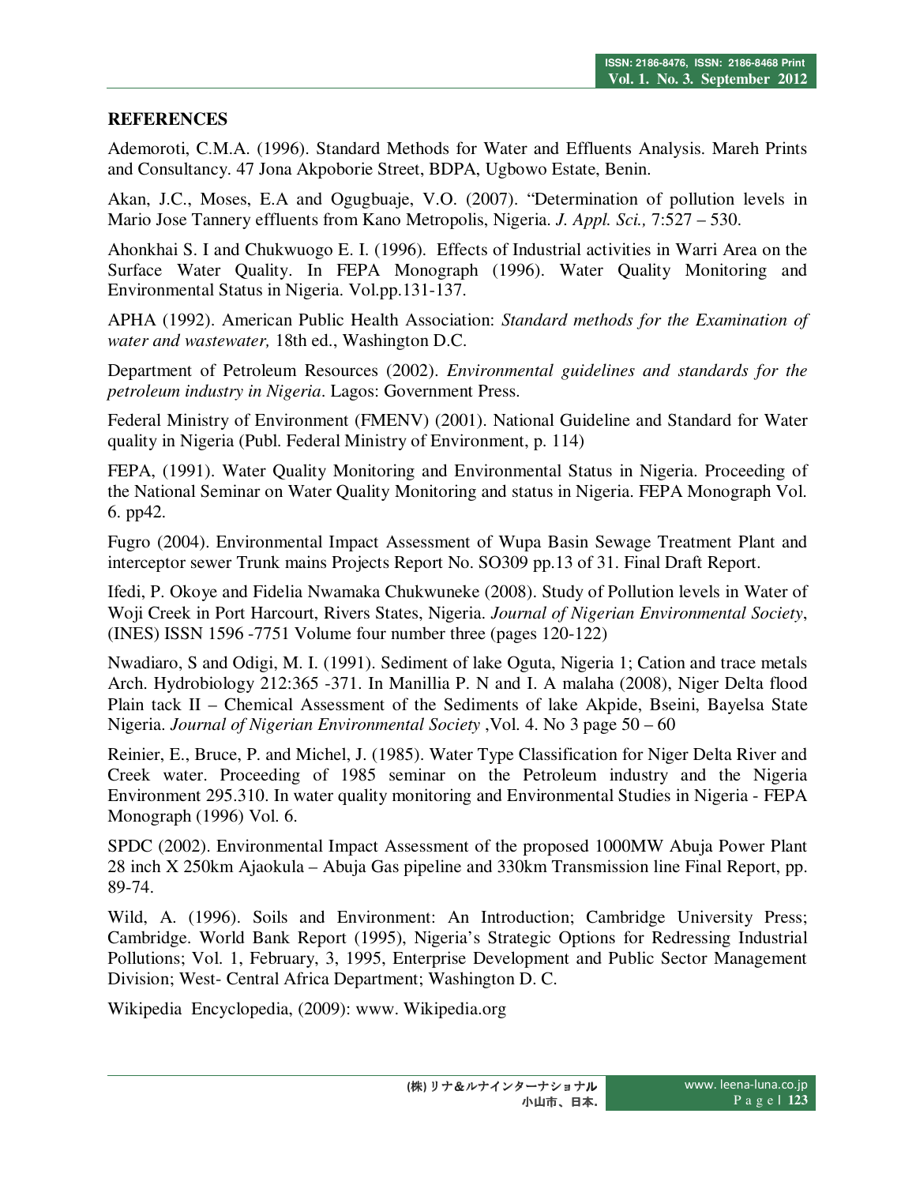## REFERENCES

Ademoroti, C.M.A. (1996). Standard Methods for Water and Effluents Analysis. Mareh Prints and Consultancy. 47 Jona Akpoborie Street, BDPA, Ugbowo Estate, Benin.

Akan, J.C., Moses, E.A and Ogugbuaje, V.O. (2007). "Determination of pollution levels in Mario Jose Tannery effluents from Kano Metropolis, Nigeria. *J. Appl. Sci.,* 7:527 – 530.

Ahonkhai S. I and Chukwuogo E. I. (1996). Effects of Industrial activities in Warri Area on the Surface Water Quality. In FEPA Monograph (1996). Water Quality Monitoring and Environmental Status in Nigeria. Vol.pp.131-137.

APHA (1992). American Public Health Association: *Standard methods for the Examination of water and wastewater,* 18th ed., Washington D.C.

Department of Petroleum Resources (2002). *Environmental guidelines and standards for the petroleum industry in Nigeria*. Lagos: Government Press.

Federal Ministry of Environment (FMENV) (2001). National Guideline and Standard for Water quality in Nigeria (Publ. Federal Ministry of Environment, p. 114)

FEPA, (1991). Water Quality Monitoring and Environmental Status in Nigeria. Proceeding of the National Seminar on Water Quality Monitoring and status in Nigeria. FEPA Monograph Vol. 6. pp42.

Fugro (2004). Environmental Impact Assessment of Wupa Basin Sewage Treatment Plant and interceptor sewer Trunk mains Projects Report No. SO309 pp.13 of 31. Final Draft Report.

Ifedi, P. Okoye and Fidelia Nwamaka Chukwuneke (2008). Study of Pollution levels in Water of Woji Creek in Port Harcourt, Rivers States, Nigeria. *Journal of Nigerian Environmental Society*, (INES) ISSN 1596 -7751 Volume four number three (pages 120-122)

Nwadiaro, S and Odigi, M. I. (1991). Sediment of lake Oguta, Nigeria 1; Cation and trace metals Arch. Hydrobiology 212:365 -371. In Manillia P. N and I. A malaha (2008), Niger Delta flood Plain tack II – Chemical Assessment of the Sediments of lake Akpide, Bseini, Bayelsa State Nigeria. *Journal of Nigerian Environmental Society* ,Vol. 4. No 3 page 50 – 60

Reinier, E., Bruce, P. and Michel, J. (1985). Water Type Classification for Niger Delta River and Creek water. Proceeding of 1985 seminar on the Petroleum industry and the Nigeria Environment 295.310. In water quality monitoring and Environmental Studies in Nigeria - FEPA Monograph (1996) Vol. 6.

SPDC (2002). Environmental Impact Assessment of the proposed 1000MW Abuja Power Plant 28 inch X 250km Ajaokula – Abuja Gas pipeline and 330km Transmission line Final Report, pp. 89-74.

Wild, A. (1996). Soils and Environment: An Introduction; Cambridge University Press; Cambridge. World Bank Report (1995), Nigeria's Strategic Options for Redressing Industrial Pollutions; Vol. 1, February, 3, 1995, Enterprise Development and Public Sector Management Division; West- Central Africa Department; Washington D. C.

Wikipedia Encyclopedia, (2009): www. Wikipedia.org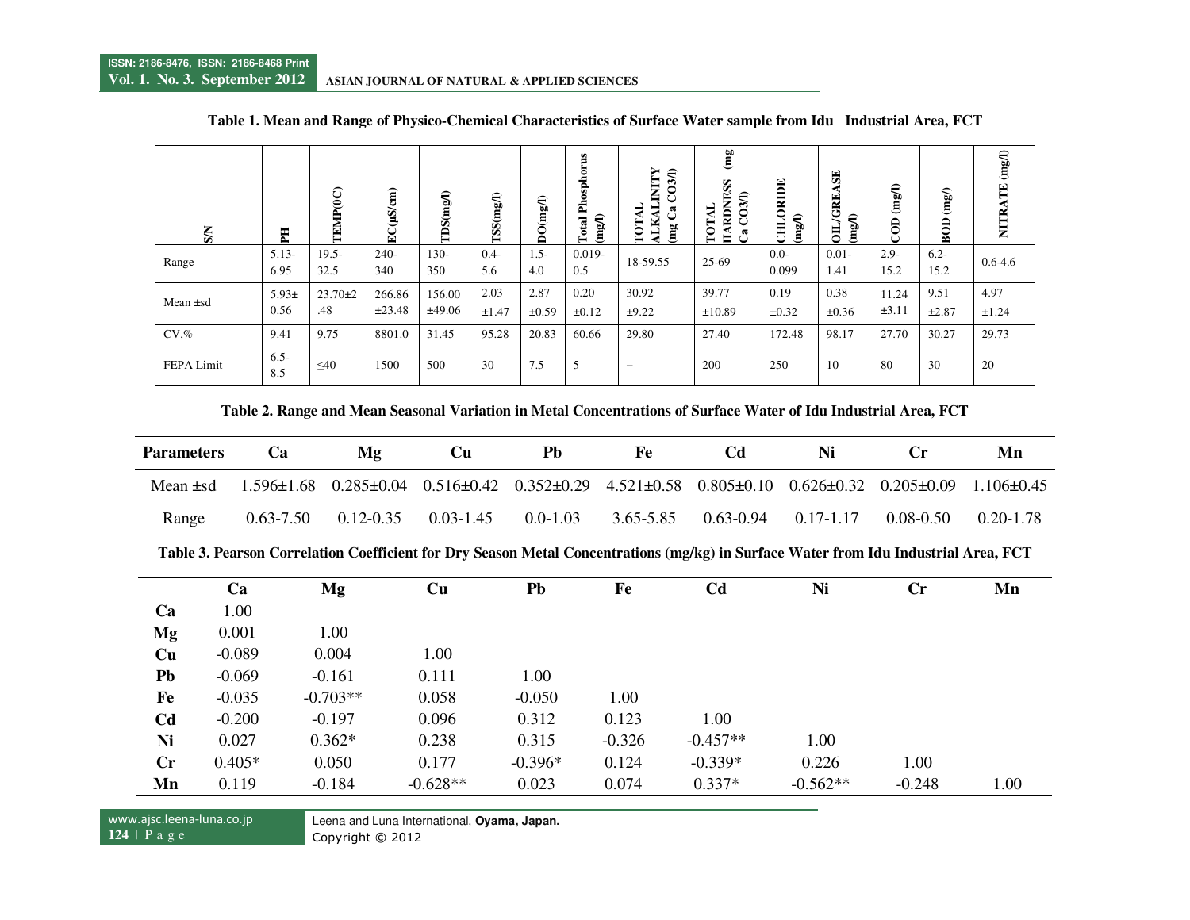**Table 1. Mean and Range of Physico-Chemical Characteristics of Surface Water sample from Idu Industrial Area, FCT**

| S/N | PH | TEMP(0C) | EC(µS/cm) | TDS(mg/l) | TSS(mg/l) | DO(mg/l) | Total Phosphorus (mg/l) | TOTAL ALKALINITY (mg Ca CO3/l) | TOTAL HARDNESS (mg Ca CO3/l) | CHLORIDE (mg/l) | OIL/GREASE (mg/l) | COD (mg/l) | BOD (mg/) | NITRATE (mg/l) |
|---|---|---|---|---|---|---|---|---|---|---|---|---|---|---|
| Range | 5.13-6.95 | 19.5-32.5 | 240-340 | 130-350 | 0.4-5.6 | 1.5-4.0 | 0.019-0.5 | 18-59.55 | 25-69 | 0.0-0.099 | 0.01-1.41 | 2.9-15.2 | 6.2-15.2 | 0.6-4.6 |
| Mean ±sd | 5.93± 0.56 | 23.70±2 .48 | 266.86 ±23.48 | 156.00 ±49.06 | 2.03 ±1.47 | 2.87 ±0.59 | 0.20 ±0.12 | 30.92 ±9.22 | 39.77 ±10.89 | 0.19 ±0.32 | 0.38 ±0.36 | 11.24 ±3.11 | 9.51 ±2.87 | 4.97 ±1.24 |
| CV,% | 9.41 | 9.75 | 8801.0 | 31.45 | 95.28 | 20.83 | 60.66 | 29.80 | 27.40 | 172.48 | 98.17 | 27.70 | 30.27 | 29.73 |
| FEPA Limit | 6.5-8.5 | ≤40 | 1500 | 500 | 30 | 7.5 | 5 | – | 200 | 250 | 10 | 80 | 30 | 20 |

**Table 2. Range and Mean Seasonal Variation in Metal Concentrations of Surface Water of Idu Industrial Area, FCT**

| Parameters | Ca | Mg | Cu | Pb | Fe | Cd | Ni | Cr | Mn |
|---|---|---|---|---|---|---|---|---|---|
| Mean ±sd | 1.596±1.68 | 0.285±0.04 | 0.516±0.42 | 0.352±0.29 | 4.521±0.58 | 0.805±0.10 | 0.626±0.32 | 0.205±0.09 | 1.106±0.45 |
| Range | 0.63-7.50 | 0.12-0.35 | 0.03-1.45 | 0.0-1.03 | 3.65-5.85 | 0.63-0.94 | 0.17-1.17 | 0.08-0.50 | 0.20-1.78 |

**Table 3. Pearson Correlation Coefficient for Dry Season Metal Concentrations (mg/kg) in Surface Water from Idu Industrial Area, FCT**

| | Ca | Mg | Cu | Pb | Fe | Cd | Ni | Cr | Mn |
|---|---|---|---|---|---|---|---|---|---|
| Ca | 1.00 | | | | | | | | |
| Mg | 0.001 | 1.00 | | | | | | | |
| Cu | -0.089 | 0.004 | 1.00 | | | | | | |
| Pb | -0.069 | -0.161 | 0.111 | 1.00 | | | | | |
| Fe | -0.035 | -0.703** | 0.058 | -0.050 | 1.00 | | | | |
| Cd | -0.200 | -0.197 | 0.096 | 0.312 | 0.123 | 1.00 | | | |
| Ni | 0.027 | 0.362* | 0.238 | 0.315 | -0.326 | -0.457** | 1.00 | | |
| Cr | 0.405* | 0.050 | 0.177 | -0.396* | 0.124 | -0.339* | 0.226 | 1.00 | |
| Mn | 0.119 | -0.184 | -0.628** | 0.023 | 0.074 | 0.337* | -0.562** | -0.248 | 1.00 |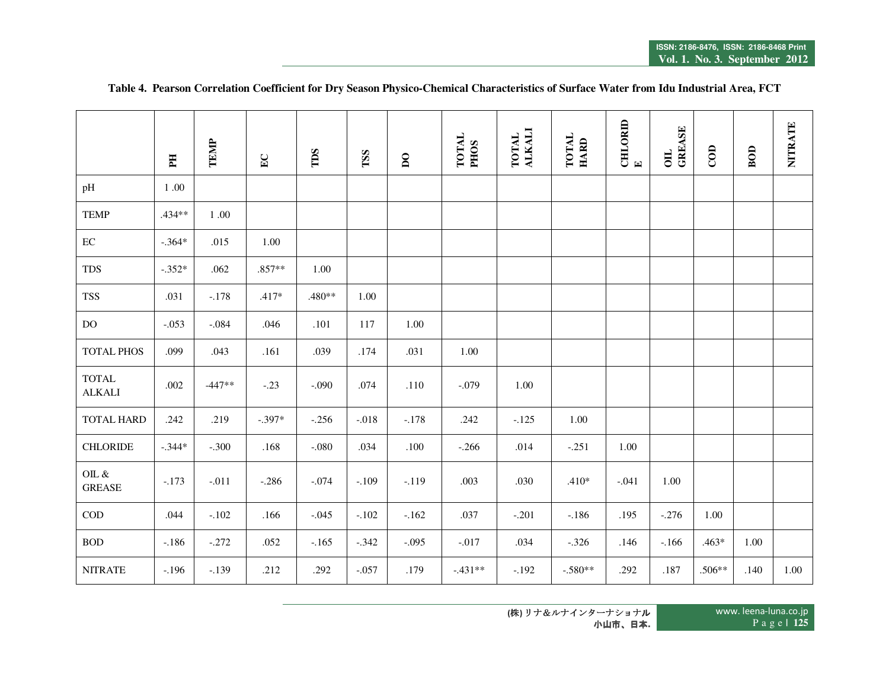**Table 4. Pearson Correlation Coefficient for Dry Season Physico-Chemical Characteristics of Surface Water from Idu Industrial Area, FCT**

| | PH | TEMP | EC | TDS | TSS | DO | TOTAL PHOS | TOTAL ALKALI | TOTAL HARD | CHLORIDE | OIL GREASE | COD | BOD | NITRATE |
|---|---|---|---|---|---|---|---|---|---|---|---|---|---|---|
| pH | 1 .00 | | | | | | | | | | | | | |
| TEMP | .434** | 1 .00 | | | | | | | | | | | | |
| EC | -.364* | .015 | 1.00 | | | | | | | | | | | |
| TDS | -.352* | .062 | .857** | 1.00 | | | | | | | | | | |
| TSS | .031 | -.178 | .417* | .480** | 1.00 | | | | | | | | | |
| DO | -.053 | -.084 | .046 | .101 | 117 | 1.00 | | | | | | | | |
| TOTAL PHOS | .099 | .043 | .161 | .039 | .174 | .031 | 1.00 | | | | | | | |
| TOTAL ALKALI | .002 | -447** | -.23 | -.090 | .074 | .110 | -.079 | 1.00 | | | | | | |
| TOTAL HARD | .242 | .219 | -.397* | -.256 | -.018 | -.178 | .242 | -.125 | 1.00 | | | | | |
| CHLORIDE | -.344* | -.300 | .168 | -.080 | .034 | .100 | -.266 | .014 | -.251 | 1.00 | | | | |
| OIL & GREASE | -.173 | -.011 | -.286 | -.074 | -.109 | -.119 | .003 | .030 | .410* | -.041 | 1.00 | | | |
| COD | .044 | -.102 | .166 | -.045 | -.102 | -.162 | .037 | -.201 | -.186 | .195 | -.276 | 1.00 | | |
| BOD | -.186 | -.272 | .052 | -.165 | -.342 | -.095 | -.017 | .034 | -.326 | .146 | -.166 | .463* | 1.00 | |
| NITRATE | -.196 | -.139 | .212 | .292 | -.057 | .179 | -.431** | -.192 | -.580** | .292 | .187 | .506** | .140 | 1.00 |